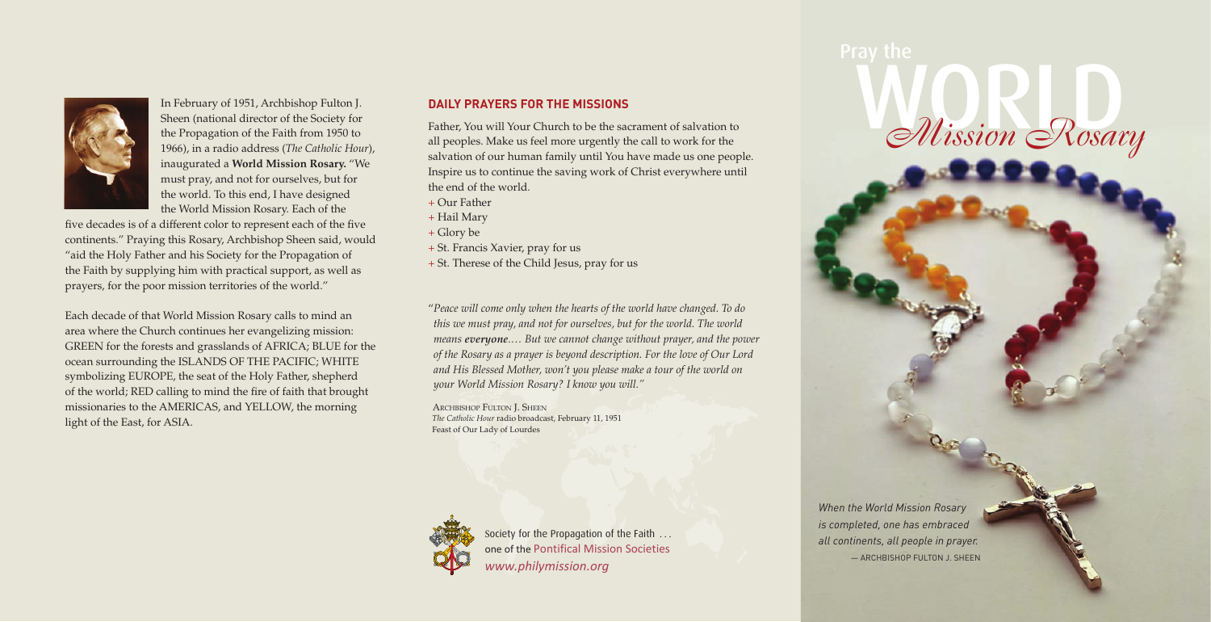In February of 1951, Archbishop Fulton J. Sheen (national director of the Society for the Propagation of the Faith from 1950 to 1966), in a radio address (*The Catholic Hour*), inaugurated a **World Mission Rosary.** "We must pray, and not for ourselves, but for the world. To this end, I have designed the World Mission Rosary. Each of the five decades is of a different color to represent each of the five continents." Praying this Rosary, Archbishop Sheen said, would "aid the Holy Father and his Society for the Propagation of the Faith by supplying him with practical support, as well as prayers, for the poor mission territories of the world."

Each decade of that World Mission Rosary calls to mind an area where the Church continues her evangelizing mission: GREEN for the forests and grasslands of AFRICA; BLUE for the ocean surrounding the ISLANDS OF THE PACIFIC; WHITE symbolizing EUROPE, the seat of the Holy Father, shepherd of the world; RED calling to mind the fire of faith that brought missionaries to the AMERICAS, and YELLOW, the morning light of the East, for ASIA.

## DAILY PRAYERS FOR THE MISSIONS

Father, You will Your Church to be the sacrament of salvation to all peoples. Make us feel more urgently the call to work for the salvation of our human family until You have made us one people. Inspire us to continue the saving work of Christ everywhere until the end of the world.

+ Our Father
+ Hail Mary
+ Glory be
+ St. Francis Xavier, pray for us
+ St. Therese of the Child Jesus, pray for us

"*Peace will come only when the hearts of the world have changed. To do this we must pray, and not for ourselves, but for the world. The world means **everyone**.… But we cannot change without prayer, and the power of the Rosary as a prayer is beyond description. For the love of Our Lord and His Blessed Mother, won't you please make a tour of the world on your World Mission Rosary? I know you will.*"

ARCHBISHOP FULTON J. SHEEN
*The Catholic Hour* radio broadcast, February 11, 1951
Feast of Our Lady of Lourdes

Society for the Propagation of the Faith … one of the Pontifical Mission Societies
*www.philymission.org*

# Pray the WORLD *Mission Rosary*

*When the World Mission Rosary is completed, one has embraced all continents, all people in prayer.*
— ARCHBISHOP FULTON J. SHEEN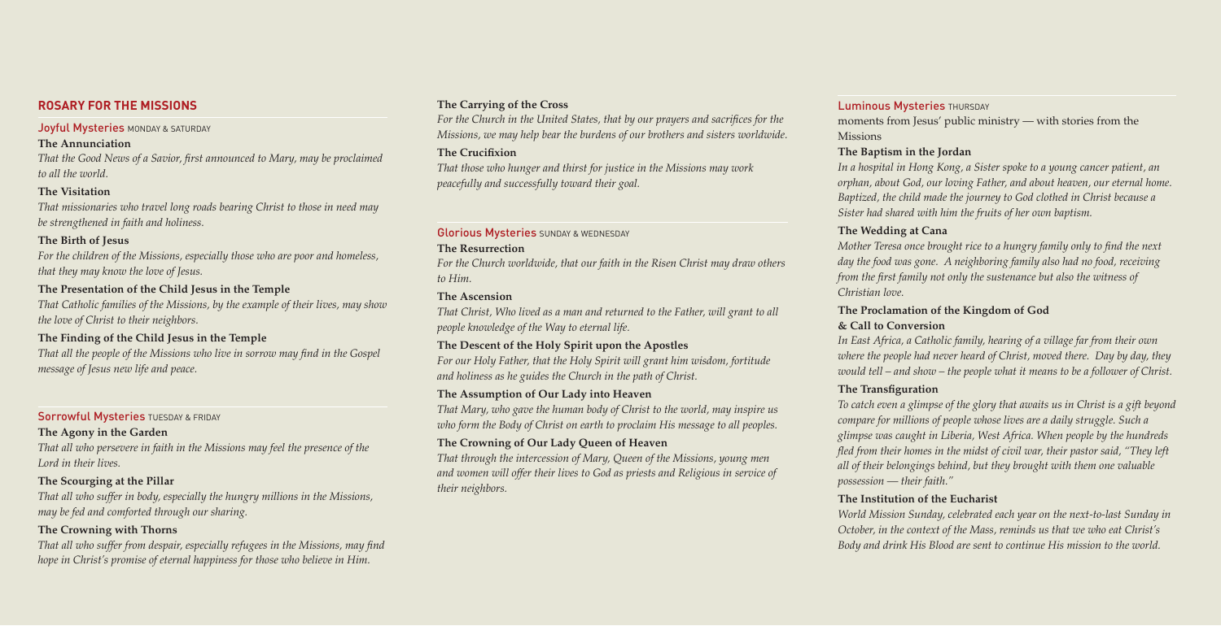## ROSARY FOR THE MISSIONS

### Joyful Mysteries MONDAY & SATURDAY

**The Annunciation**

*That the Good News of a Savior, first announced to Mary, may be proclaimed to all the world.*

**The Visitation**

*That missionaries who travel long roads bearing Christ to those in need may be strengthened in faith and holiness.*

**The Birth of Jesus**

*For the children of the Missions, especially those who are poor and homeless, that they may know the love of Jesus.*

**The Presentation of the Child Jesus in the Temple**

*That Catholic families of the Missions, by the example of their lives, may show the love of Christ to their neighbors.*

**The Finding of the Child Jesus in the Temple**

*That all the people of the Missions who live in sorrow may find in the Gospel message of Jesus new life and peace.*

### Sorrowful Mysteries TUESDAY & FRIDAY

**The Agony in the Garden**

*That all who persevere in faith in the Missions may feel the presence of the Lord in their lives.*

**The Scourging at the Pillar**

*That all who suffer in body, especially the hungry millions in the Missions, may be fed and comforted through our sharing.*

**The Crowning with Thorns**

*That all who suffer from despair, especially refugees in the Missions, may find hope in Christ's promise of eternal happiness for those who believe in Him.*

**The Carrying of the Cross**

*For the Church in the United States, that by our prayers and sacrifices for the Missions, we may help bear the burdens of our brothers and sisters worldwide.*

**The Crucifixion**

*That those who hunger and thirst for justice in the Missions may work peacefully and successfully toward their goal.*

### Glorious Mysteries SUNDAY & WEDNESDAY

**The Resurrection**

*For the Church worldwide, that our faith in the Risen Christ may draw others to Him.*

**The Ascension**

*That Christ, Who lived as a man and returned to the Father, will grant to all people knowledge of the Way to eternal life.*

**The Descent of the Holy Spirit upon the Apostles**

*For our Holy Father, that the Holy Spirit will grant him wisdom, fortitude and holiness as he guides the Church in the path of Christ.*

**The Assumption of Our Lady into Heaven**

*That Mary, who gave the human body of Christ to the world, may inspire us who form the Body of Christ on earth to proclaim His message to all peoples.*

**The Crowning of Our Lady Queen of Heaven**

*That through the intercession of Mary, Queen of the Missions, young men and women will offer their lives to God as priests and Religious in service of their neighbors.*

### Luminous Mysteries THURSDAY

moments from Jesus' public ministry — with stories from the Missions

**The Baptism in the Jordan**

*In a hospital in Hong Kong, a Sister spoke to a young cancer patient, an orphan, about God, our loving Father, and about heaven, our eternal home. Baptized, the child made the journey to God clothed in Christ because a Sister had shared with him the fruits of her own baptism.*

**The Wedding at Cana**

*Mother Teresa once brought rice to a hungry family only to find the next day the food was gone. A neighboring family also had no food, receiving from the first family not only the sustenance but also the witness of Christian love.*

**The Proclamation of the Kingdom of God & Call to Conversion**

*In East Africa, a Catholic family, hearing of a village far from their own where the people had never heard of Christ, moved there. Day by day, they would tell – and show – the people what it means to be a follower of Christ.*

**The Transfiguration**

*To catch even a glimpse of the glory that awaits us in Christ is a gift beyond compare for millions of people whose lives are a daily struggle. Such a glimpse was caught in Liberia, West Africa. When people by the hundreds fled from their homes in the midst of civil war, their pastor said, "They left all of their belongings behind, but they brought with them one valuable possession — their faith."*

**The Institution of the Eucharist**

*World Mission Sunday, celebrated each year on the next-to-last Sunday in October, in the context of the Mass, reminds us that we who eat Christ's Body and drink His Blood are sent to continue His mission to the world.*